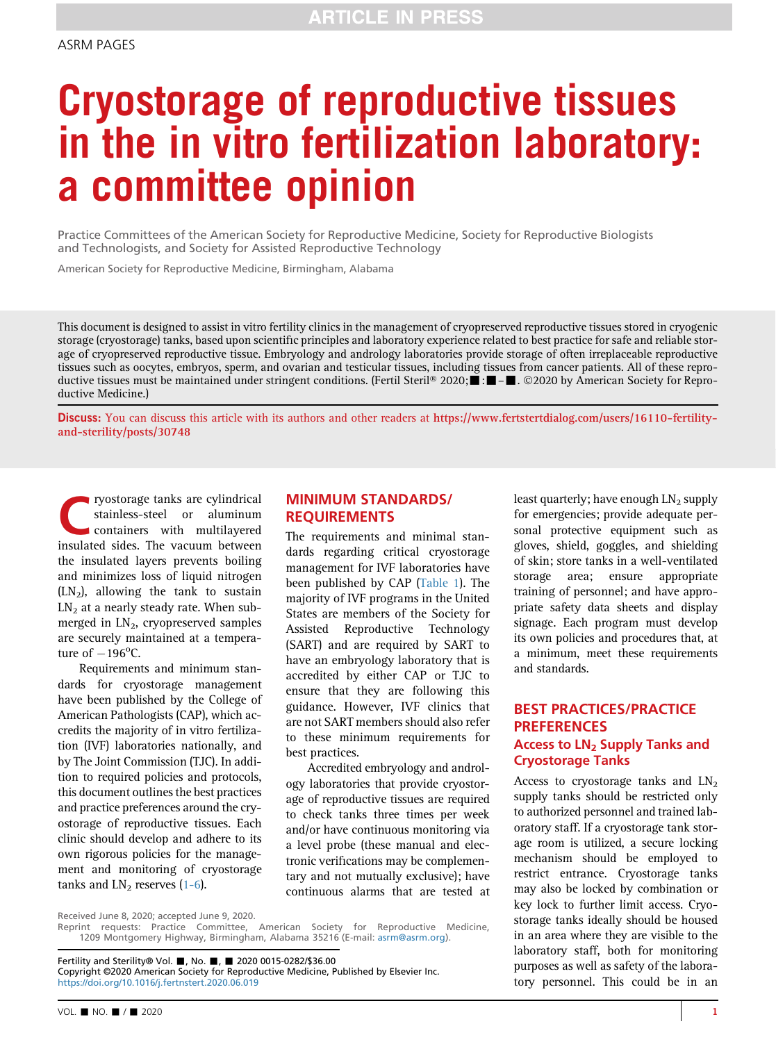ASRM PAGES

# Cryostorage of reproductive tissues in the in vitro fertilization laboratory: a committee opinion

Practice Committees of the American Society for Reproductive Medicine, Society for Reproductive Biologists and Technologists, and Society for Assisted Reproductive Technology

American Society for Reproductive Medicine, Birmingham, Alabama

This document is designed to assist in vitro fertility clinics in the management of cryopreserved reproductive tissues stored in cryogenic storage (cryostorage) tanks, based upon scientific principles and laboratory experience related to best practice for safe and reliable storage of cryopreserved reproductive tissue. Embryology and andrology laboratories provide storage of often irreplaceable reproductive tissues such as oocytes, embryos, sperm, and ovarian and testicular tissues, including tissues from cancer patients. All of these reproductive tissues must be maintained under stringent conditions. (Fertil Steril® 2020;■:■–■. ©2020 by American Society for Reproductive Medicine.)

**Discuss:** You can discuss this article with its authors and other readers at **https://www.fertstertdialog.com/users/16110-fertility-and-sterility/posts/30748**

Cryostorage tanks are cylindrical stainless-steel or aluminum containers with multilayered insulated sides. The vacuum between the insulated layers prevents boiling and minimizes loss of liquid nitrogen ($LN_2$), allowing the tank to sustain $LN_2$ at a nearly steady rate. When submerged in $LN_2$, cryopreserved samples are securely maintained at a temperature of $-196^{\circ}C$.

Requirements and minimum standards for cryostorage management have been published by the College of American Pathologists (CAP), which accredits the majority of in vitro fertilization (IVF) laboratories nationally, and by The Joint Commission (TJC). In addition to required policies and protocols, this document outlines the best practices and practice preferences around the cryostorage of reproductive tissues. Each clinic should develop and adhere to its own rigorous policies for the management and monitoring of cryostorage tanks and $LN_2$ reserves (1–6).

## MINIMUM STANDARDS/REQUIREMENTS

The requirements and minimal standards regarding critical cryostorage management for IVF laboratories have been published by CAP (Table 1). The majority of IVF programs in the United States are members of the Society for Assisted Reproductive Technology (SART) and are required by SART to have an embryology laboratory that is accredited by either CAP or TJC to ensure that they are following this guidance. However, IVF clinics that are not SART members should also refer to these minimum requirements for best practices.

Accredited embryology and andrology laboratories that provide cryostorage of reproductive tissues are required to check tanks three times per week and/or have continuous monitoring via a level probe (these manual and electronic verifications may be complementary and not mutually exclusive); have continuous alarms that are tested at least quarterly; have enough $LN_2$ supply for emergencies; provide adequate personal protective equipment such as gloves, shield, goggles, and shielding of skin; store tanks in a well-ventilated storage area; ensure appropriate training of personnel; and have appropriate safety data sheets and display signage. Each program must develop its own policies and procedures that, at a minimum, meet these requirements and standards.

## BEST PRACTICES/PRACTICE PREFERENCES

### Access to $LN_2$ Supply Tanks and Cryostorage Tanks

Access to cryostorage tanks and $LN_2$ supply tanks should be restricted only to authorized personnel and trained laboratory staff. If a cryostorage tank storage room is utilized, a secure locking mechanism should be employed to restrict entrance. Cryostorage tanks may also be locked by combination or key lock to further limit access. Cryostorage tanks ideally should be housed in an area where they are visible to the laboratory staff, both for monitoring purposes as well as safety of the laboratory personnel. This could be in an

Received June 8, 2020; accepted June 9, 2020.
Reprint requests: Practice Committee, American Society for Reproductive Medicine, 1209 Montgomery Highway, Birmingham, Alabama 35216 (E-mail: asrm@asrm.org).

Fertility and Sterility® Vol. ■, No. ■, ■ 2020 0015-0282/$36.00
Copyright ©2020 American Society for Reproductive Medicine, Published by Elsevier Inc.
https://doi.org/10.1016/j.fertnstert.2020.06.019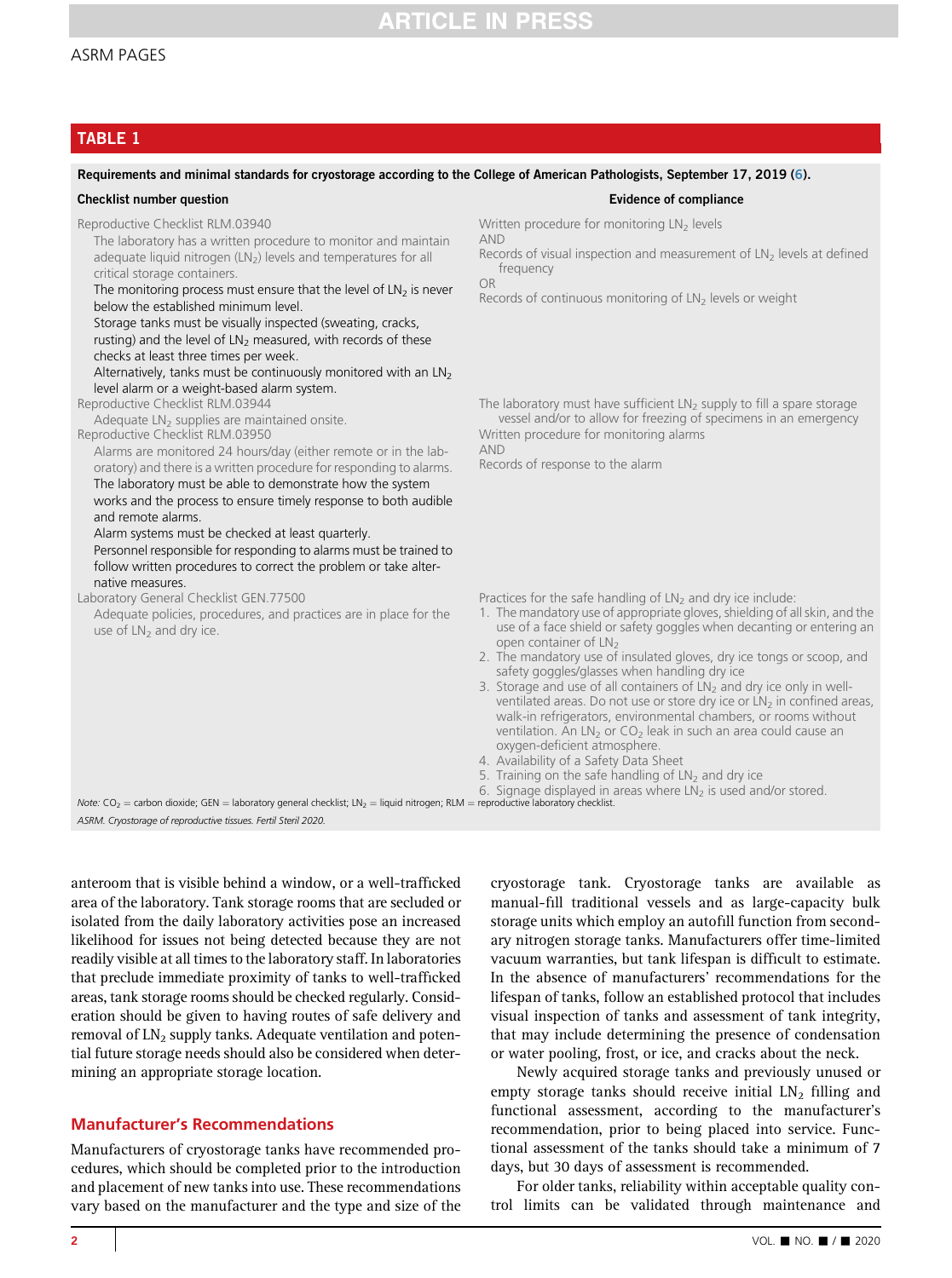## TABLE 1

**Requirements and minimal standards for cryostorage according to the College of American Pathologists, September 17, 2019 (6).**

| Checklist number question | Evidence of compliance |
|---|---|
| Reproductive Checklist RLM.03940<br>The laboratory has a written procedure to monitor and maintain adequate liquid nitrogen ($LN_2$) levels and temperatures for all critical storage containers.<br>The monitoring process must ensure that the level of $LN_2$ is never below the established minimum level.<br>Storage tanks must be visually inspected (sweating, cracks, rusting) and the level of $LN_2$ measured, with records of these checks at least three times per week.<br>Alternatively, tanks must be continuously monitored with an $LN_2$ level alarm or a weight-based alarm system. | Written procedure for monitoring $LN_2$ levels<br>AND<br>Records of visual inspection and measurement of $LN_2$ levels at defined frequency<br>OR<br>Records of continuous monitoring of $LN_2$ levels or weight |
| Reproductive Checklist RLM.03944<br>Adequate $LN_2$ supplies are maintained onsite. | The laboratory must have sufficient $LN_2$ supply to fill a spare storage vessel and/or to allow for freezing of specimens in an emergency |
| Reproductive Checklist RLM.03950<br>Alarms are monitored 24 hours/day (either remote or in the laboratory) and there is a written procedure for responding to alarms.<br>The laboratory must be able to demonstrate how the system works and the process to ensure timely response to both audible and remote alarms.<br>Alarm systems must be checked at least quarterly.<br>Personnel responsible for responding to alarms must be trained to follow written procedures to correct the problem or take alternative measures. | Written procedure for monitoring alarms<br>AND<br>Records of response to the alarm |
| Laboratory General Checklist GEN.77500<br>Adequate policies, procedures, and practices are in place for the use of $LN_2$ and dry ice. | Practices for the safe handling of $LN_2$ and dry ice include:<br>1. The mandatory use of appropriate gloves, shielding of all skin, and the use of a face shield or safety goggles when decanting or entering an open container of $LN_2$<br>2. The mandatory use of insulated gloves, dry ice tongs or scoop, and safety goggles/glasses when handling dry ice<br>3. Storage and use of all containers of $LN_2$ and dry ice only in well-ventilated areas. Do not use or store dry ice or $LN_2$ in confined areas, walk-in refrigerators, environmental chambers, or rooms without ventilation. An $LN_2$ or $CO_2$ leak in such an area could cause an oxygen-deficient atmosphere.<br>4. Availability of a Safety Data Sheet<br>5. Training on the safe handling of $LN_2$ and dry ice<br>6. Signage displayed in areas where $LN_2$ is used and/or stored. |

*Note:* $CO_2$ = carbon dioxide; GEN = laboratory general checklist; $LN_2$ = liquid nitrogen; RLM = reproductive laboratory checklist.

*ASRM. Cryostorage of reproductive tissues. Fertil Steril 2020.*

anteroom that is visible behind a window, or a well-trafficked area of the laboratory. Tank storage rooms that are secluded or isolated from the daily laboratory activities pose an increased likelihood for issues not being detected because they are not readily visible at all times to the laboratory staff. In laboratories that preclude immediate proximity of tanks to well-trafficked areas, tank storage rooms should be checked regularly. Consideration should be given to having routes of safe delivery and removal of $LN_2$ supply tanks. Adequate ventilation and potential future storage needs should also be considered when determining an appropriate storage location.

## Manufacturer's Recommendations

Manufacturers of cryostorage tanks have recommended procedures, which should be completed prior to the introduction and placement of new tanks into use. These recommendations vary based on the manufacturer and the type and size of the cryostorage tank. Cryostorage tanks are available as manual-fill traditional vessels and as large-capacity bulk storage units which employ an autofill function from secondary nitrogen storage tanks. Manufacturers offer time-limited vacuum warranties, but tank lifespan is difficult to estimate. In the absence of manufacturers' recommendations for the lifespan of tanks, follow an established protocol that includes visual inspection of tanks and assessment of tank integrity, that may include determining the presence of condensation or water pooling, frost, or ice, and cracks about the neck.

Newly acquired storage tanks and previously unused or empty storage tanks should receive initial $LN_2$ filling and functional assessment, according to the manufacturer's recommendation, prior to being placed into service. Functional assessment of the tanks should take a minimum of 7 days, but 30 days of assessment is recommended.

For older tanks, reliability within acceptable quality control limits can be validated through maintenance and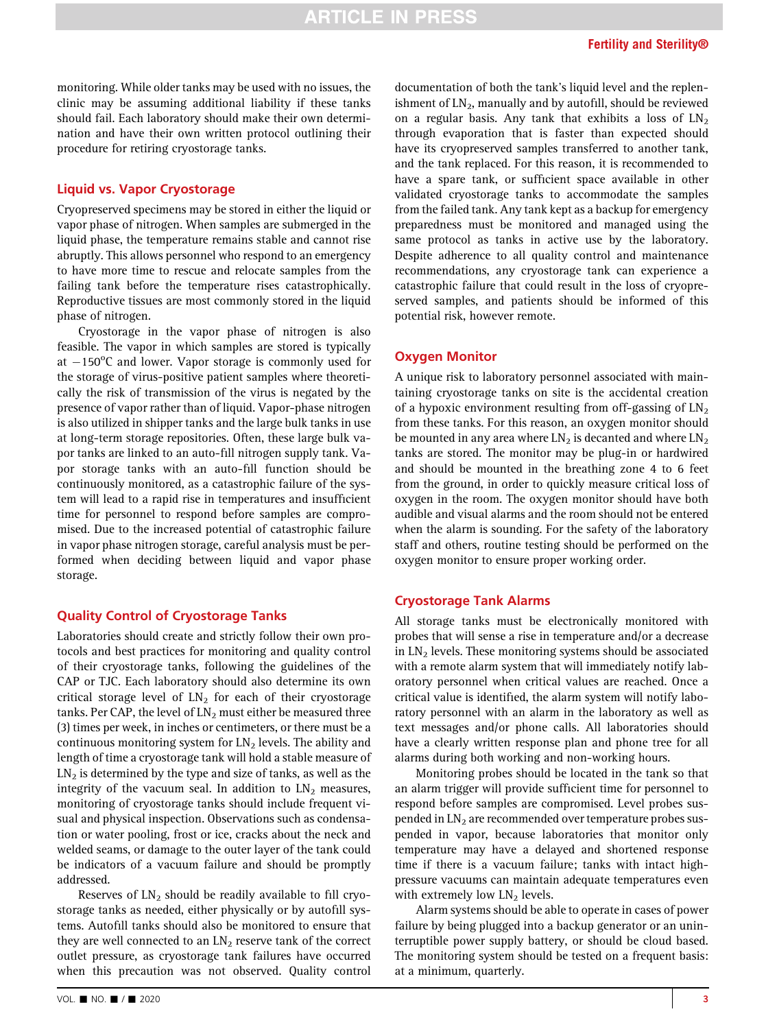monitoring. While older tanks may be used with no issues, the clinic may be assuming additional liability if these tanks should fail. Each laboratory should make their own determination and have their own written protocol outlining their procedure for retiring cryostorage tanks.

## Liquid vs. Vapor Cryostorage

Cryopreserved specimens may be stored in either the liquid or vapor phase of nitrogen. When samples are submerged in the liquid phase, the temperature remains stable and cannot rise abruptly. This allows personnel who respond to an emergency to have more time to rescue and relocate samples from the failing tank before the temperature rises catastrophically. Reproductive tissues are most commonly stored in the liquid phase of nitrogen.

Cryostorage in the vapor phase of nitrogen is also feasible. The vapor in which samples are stored is typically at −150°C and lower. Vapor storage is commonly used for the storage of virus-positive patient samples where theoretically the risk of transmission of the virus is negated by the presence of vapor rather than of liquid. Vapor-phase nitrogen is also utilized in shipper tanks and the large bulk tanks in use at long-term storage repositories. Often, these large bulk vapor tanks are linked to an auto-fill nitrogen supply tank. Vapor storage tanks with an auto-fill function should be continuously monitored, as a catastrophic failure of the system will lead to a rapid rise in temperatures and insufficient time for personnel to respond before samples are compromised. Due to the increased potential of catastrophic failure in vapor phase nitrogen storage, careful analysis must be performed when deciding between liquid and vapor phase storage.

## Quality Control of Cryostorage Tanks

Laboratories should create and strictly follow their own protocols and best practices for monitoring and quality control of their cryostorage tanks, following the guidelines of the CAP or TJC. Each laboratory should also determine its own critical storage level of $LN_2$ for each of their cryostorage tanks. Per CAP, the level of $LN_2$ must either be measured three (3) times per week, in inches or centimeters, or there must be a continuous monitoring system for $LN_2$ levels. The ability and length of time a cryostorage tank will hold a stable measure of $LN_2$ is determined by the type and size of tanks, as well as the integrity of the vacuum seal. In addition to $LN_2$ measures, monitoring of cryostorage tanks should include frequent visual and physical inspection. Observations such as condensation or water pooling, frost or ice, cracks about the neck and welded seams, or damage to the outer layer of the tank could be indicators of a vacuum failure and should be promptly addressed.

Reserves of $LN_2$ should be readily available to fill cryostorage tanks as needed, either physically or by autofill systems. Autofill tanks should also be monitored to ensure that they are well connected to an $LN_2$ reserve tank of the correct outlet pressure, as cryostorage tank failures have occurred when this precaution was not observed. Quality control documentation of both the tank's liquid level and the replenishment of $LN_2$, manually and by autofill, should be reviewed on a regular basis. Any tank that exhibits a loss of $LN_2$ through evaporation that is faster than expected should have its cryopreserved samples transferred to another tank, and the tank replaced. For this reason, it is recommended to have a spare tank, or sufficient space available in other validated cryostorage tanks to accommodate the samples from the failed tank. Any tank kept as a backup for emergency preparedness must be monitored and managed using the same protocol as tanks in active use by the laboratory. Despite adherence to all quality control and maintenance recommendations, any cryostorage tank can experience a catastrophic failure that could result in the loss of cryopreserved samples, and patients should be informed of this potential risk, however remote.

## Oxygen Monitor

A unique risk to laboratory personnel associated with maintaining cryostorage tanks on site is the accidental creation of a hypoxic environment resulting from off-gassing of $LN_2$ from these tanks. For this reason, an oxygen monitor should be mounted in any area where $LN_2$ is decanted and where $LN_2$ tanks are stored. The monitor may be plug-in or hardwired and should be mounted in the breathing zone 4 to 6 feet from the ground, in order to quickly measure critical loss of oxygen in the room. The oxygen monitor should have both audible and visual alarms and the room should not be entered when the alarm is sounding. For the safety of the laboratory staff and others, routine testing should be performed on the oxygen monitor to ensure proper working order.

## Cryostorage Tank Alarms

All storage tanks must be electronically monitored with probes that will sense a rise in temperature and/or a decrease in $LN_2$ levels. These monitoring systems should be associated with a remote alarm system that will immediately notify laboratory personnel when critical values are reached. Once a critical value is identified, the alarm system will notify laboratory personnel with an alarm in the laboratory as well as text messages and/or phone calls. All laboratories should have a clearly written response plan and phone tree for all alarms during both working and non-working hours.

Monitoring probes should be located in the tank so that an alarm trigger will provide sufficient time for personnel to respond before samples are compromised. Level probes suspended in $LN_2$ are recommended over temperature probes suspended in vapor, because laboratories that monitor only temperature may have a delayed and shortened response time if there is a vacuum failure; tanks with intact high-pressure vacuums can maintain adequate temperatures even with extremely low $LN_2$ levels.

Alarm systems should be able to operate in cases of power failure by being plugged into a backup generator or an uninterruptible power supply battery, or should be cloud based. The monitoring system should be tested on a frequent basis: at a minimum, quarterly.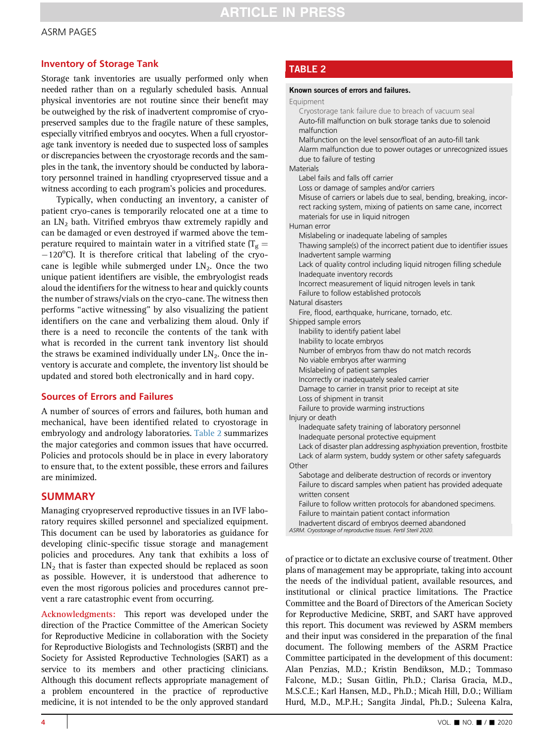## Inventory of Storage Tank

Storage tank inventories are usually performed only when needed rather than on a regularly scheduled basis. Annual physical inventories are not routine since their benefit may be outweighed by the risk of inadvertent compromise of cryopreserved samples due to the fragile nature of these samples, especially vitrified embryos and oocytes. When a full cryostorage tank inventory is needed due to suspected loss of samples or discrepancies between the cryostorage records and the samples in the tank, the inventory should be conducted by laboratory personnel trained in handling cryopreserved tissue and a witness according to each program's policies and procedures.

Typically, when conducting an inventory, a canister of patient cryo-canes is temporarily relocated one at a time to an $LN_2$ bath. Vitrified embryos thaw extremely rapidly and can be damaged or even destroyed if warmed above the temperature required to maintain water in a vitrified state ($T_g = -120^oC$). It is therefore critical that labeling of the cryo-cane is legible while submerged under $LN_2$. Once the two unique patient identifiers are visible, the embryologist reads aloud the identifiers for the witness to hear and quickly counts the number of straws/vials on the cryo-cane. The witness then performs "active witnessing" by also visualizing the patient identifiers on the cane and verbalizing them aloud. Only if there is a need to reconcile the contents of the tank with what is recorded in the current tank inventory list should the straws be examined individually under $LN_2$. Once the inventory is accurate and complete, the inventory list should be updated and stored both electronically and in hard copy.

## Sources of Errors and Failures

A number of sources of errors and failures, both human and mechanical, have been identified related to cryostorage in embryology and andrology laboratories. Table 2 summarizes the major categories and common issues that have occurred. Policies and protocols should be in place in every laboratory to ensure that, to the extent possible, these errors and failures are minimized.

## SUMMARY

Managing cryopreserved reproductive tissues in an IVF laboratory requires skilled personnel and specialized equipment. This document can be used by laboratories as guidance for developing clinic-specific tissue storage and management policies and procedures. Any tank that exhibits a loss of $LN_2$ that is faster than expected should be replaced as soon as possible. However, it is understood that adherence to even the most rigorous policies and procedures cannot prevent a rare catastrophic event from occurring.

**Acknowledgments:** This report was developed under the direction of the Practice Committee of the American Society for Reproductive Medicine in collaboration with the Society for Reproductive Biologists and Technologists (SRBT) and the Society for Assisted Reproductive Technologies (SART) as a service to its members and other practicing clinicians. Although this document reflects appropriate management of a problem encountered in the practice of reproductive medicine, it is not intended to be the only approved standard of practice or to dictate an exclusive course of treatment. Other plans of management may be appropriate, taking into account the needs of the individual patient, available resources, and institutional or clinical practice limitations. The Practice Committee and the Board of Directors of the American Society for Reproductive Medicine, SRBT, and SART have approved this report. This document was reviewed by ASRM members and their input was considered in the preparation of the final document. The following members of the ASRM Practice Committee participated in the development of this document: Alan Penzias, M.D.; Kristin Bendikson, M.D.; Tommaso Falcone, M.D.; Susan Gitlin, Ph.D.; Clarisa Gracia, M.D., M.S.C.E.; Karl Hansen, M.D., Ph.D.; Micah Hill, D.O.; William Hurd, M.D., M.P.H.; Sangita Jindal, Ph.D.; Suleena Kalra,

**TABLE 2**

**Known sources of errors and failures.**

- Equipment
  - Cryostorage tank failure due to breach of vacuum seal
  - Auto-fill malfunction on bulk storage tanks due to solenoid malfunction
  - Malfunction on the level sensor/float of an auto-fill tank
  - Alarm malfunction due to power outages or unrecognized issues due to failure of testing
- Materials
  - Label fails and falls off carrier
  - Loss or damage of samples and/or carriers
  - Misuse of carriers or labels due to seal, bending, breaking, incorrect racking system, mixing of patients on same cane, incorrect materials for use in liquid nitrogen
- Human error
  - Mislabeling or inadequate labeling of samples
  - Thawing sample(s) of the incorrect patient due to identifier issues
  - Inadvertent sample warming
  - Lack of quality control including liquid nitrogen filling schedule
  - Inadequate inventory records
  - Incorrect measurement of liquid nitrogen levels in tank
  - Failure to follow established protocols
- Natural disasters
  - Fire, flood, earthquake, hurricane, tornado, etc.
- Shipped sample errors
  - Inability to identify patient label
  - Inability to locate embryos
  - Number of embryos from thaw do not match records
  - No viable embryos after warming
  - Mislabeling of patient samples
  - Incorrectly or inadequately sealed carrier
  - Damage to carrier in transit prior to receipt at site
  - Loss of shipment in transit
  - Failure to provide warming instructions
- Injury or death
  - Inadequate safety training of laboratory personnel
  - Inadequate personal protective equipment
  - Lack of disaster plan addressing asphyxiation prevention, frostbite
  - Lack of alarm system, buddy system or other safety safeguards
- Other
  - Sabotage and deliberate destruction of records or inventory
  - Failure to discard samples when patient has provided adequate written consent
  - Failure to follow written protocols for abandoned specimens.
  - Failure to maintain patient contact information
  - Inadvertent discard of embryos deemed abandoned

*ASRM. Cryostorage of reproductive tissues. Fertil Steril 2020.*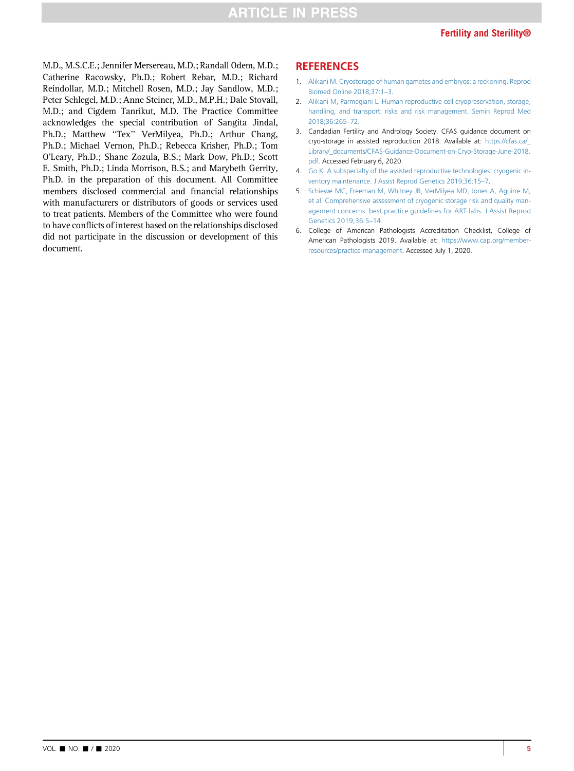M.D., M.S.C.E.; Jennifer Mersereau, M.D.; Randall Odem, M.D.; Catherine Racowsky, Ph.D.; Robert Rebar, M.D.; Richard Reindollar, M.D.; Mitchell Rosen, M.D.; Jay Sandlow, M.D.; Peter Schlegel, M.D.; Anne Steiner, M.D., M.P.H.; Dale Stovall, M.D.; and Cigdem Tanrikut, M.D. The Practice Committee acknowledges the special contribution of Sangita Jindal, Ph.D.; Matthew ''Tex'' VerMilyea, Ph.D.; Arthur Chang, Ph.D.; Michael Vernon, Ph.D.; Rebecca Krisher, Ph.D.; Tom O'Leary, Ph.D.; Shane Zozula, B.S.; Mark Dow, Ph.D.; Scott E. Smith, Ph.D.; Linda Morrison, B.S.; and Marybeth Gerrity, Ph.D. in the preparation of this document. All Committee members disclosed commercial and financial relationships with manufacturers or distributors of goods or services used to treat patients. Members of the Committee who were found to have conflicts of interest based on the relationships disclosed did not participate in the discussion or development of this document.

## REFERENCES

1. Alikani M. Cryostorage of human gametes and embryos: a reckoning. Reprod Biomed Online 2018;37:1–3.
2. Alikani M, Parmegiani L. Human reproductive cell cryopreservation, storage, handling, and transport: risks and risk management. Semin Reprod Med 2018;36:265–72.
3. Candadian Fertility and Andrology Society. CFAS guidance document on cryo-storage in assisted reproduction 2018. Available at: https://cfas.ca/_Library/_documents/CFAS-Guidance-Document-on-Cryo-Storage-June-2018.pdf. Accessed February 6, 2020.
4. Go K. A subspecialty of the assisted reproductive technologies: cryogenic inventory maintenance. J Assist Reprod Genetics 2019;36:15–7.
5. Schiewe MC, Freeman M, Whitney JB, VerMilyea MD, Jones A, Aguirre M, et al. Comprehensive assessment of cryogenic storage risk and quality management concerns: best practice guidelines for ART labs. J Assist Reprod Genetics 2019;36:5–14.
6. College of American Pathologists Accreditation Checklist, College of American Pathologists 2019. Available at: https://www.cap.org/member-resources/practice-management. Accessed July 1, 2020.